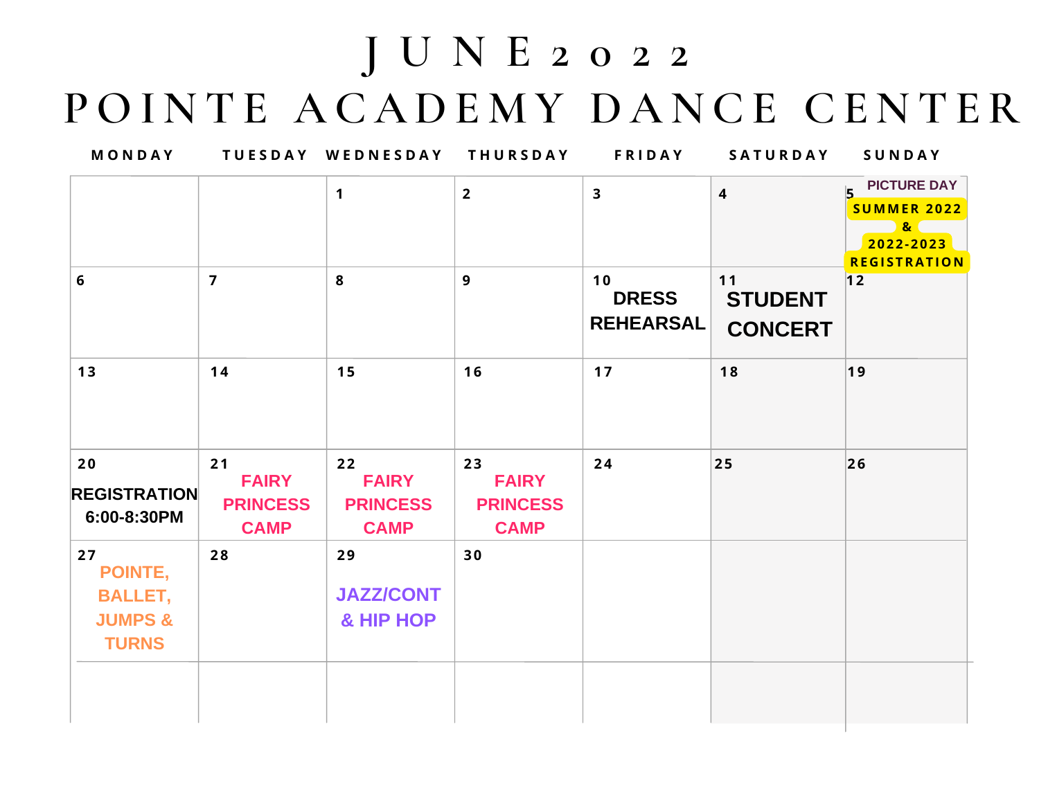# JUNE 2022

# POINTE ACADEMY DANCE CENTER

| MONDAY | TUESDAY | WEDNESDAY | THURSDAY | FRIDAY | SATURDAY | SUNDAY |
|---|---|---|---|---|---|---|
| | | 1 | 2 | 3 | 4 | 5 PICTURE DAY SUMMER 2022 & 2022-2023 REGISTRATION |
| 6 | 7 | 8 | 9 | 10 DRESS REHEARSAL | 11 STUDENT CONCERT | 12 |
| 13 | 14 | 15 | 16 | 17 | 18 | 19 |
| 20 REGISTRATION 6:00-8:30PM | 21 FAIRY PRINCESS CAMP | 22 FAIRY PRINCESS CAMP | 23 FAIRY PRINCESS CAMP | 24 | 25 | 26 |
| 27 POINTE, BALLET, JUMPS & TURNS | 28 | 29 JAZZ/CONT & HIP HOP | 30 | | | |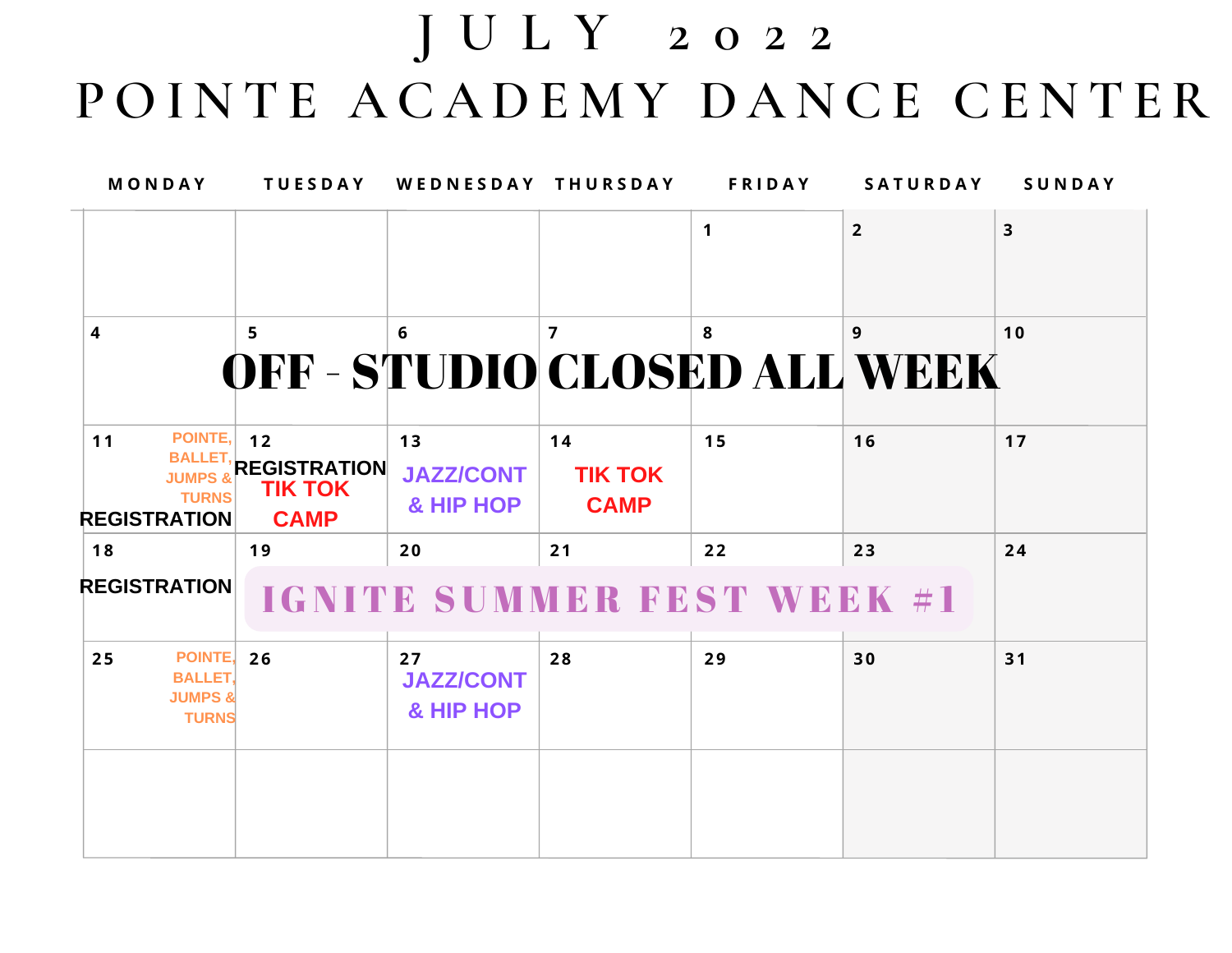# JULY 2022

# POINTE ACADEMY DANCE CENTER

| MONDAY | TUESDAY | WEDNESDAY | THURSDAY | FRIDAY | SATURDAY | SUNDAY |
|---|---|---|---|---|---|---|
| | | | | 1 | 2 | 3 |
| 4 | 5 | 6 | 7 | 8 | 9 | 10 |
| 11 POINTE, BALLET, JUMPS & TURNS REGISTRATION | 12 REGISTRATION TIK TOK CAMP | 13 JAZZ/CONT & HIP HOP | 14 TIK TOK CAMP | 15 | 16 | 17 |
| 18 REGISTRATION | 19 | 20 | 21 | 22 | 23 | 24 |
| 25 POINTE, BALLET, JUMPS & TURNS | 26 | 27 JAZZ/CONT & HIP HOP | 28 | 29 | 30 | 31 |
| | | | | | | |

**OFF - STUDIO CLOSED ALL WEEK** (July 5–10)

**IGNITE SUMMER FEST WEEK #1** (July 19–23)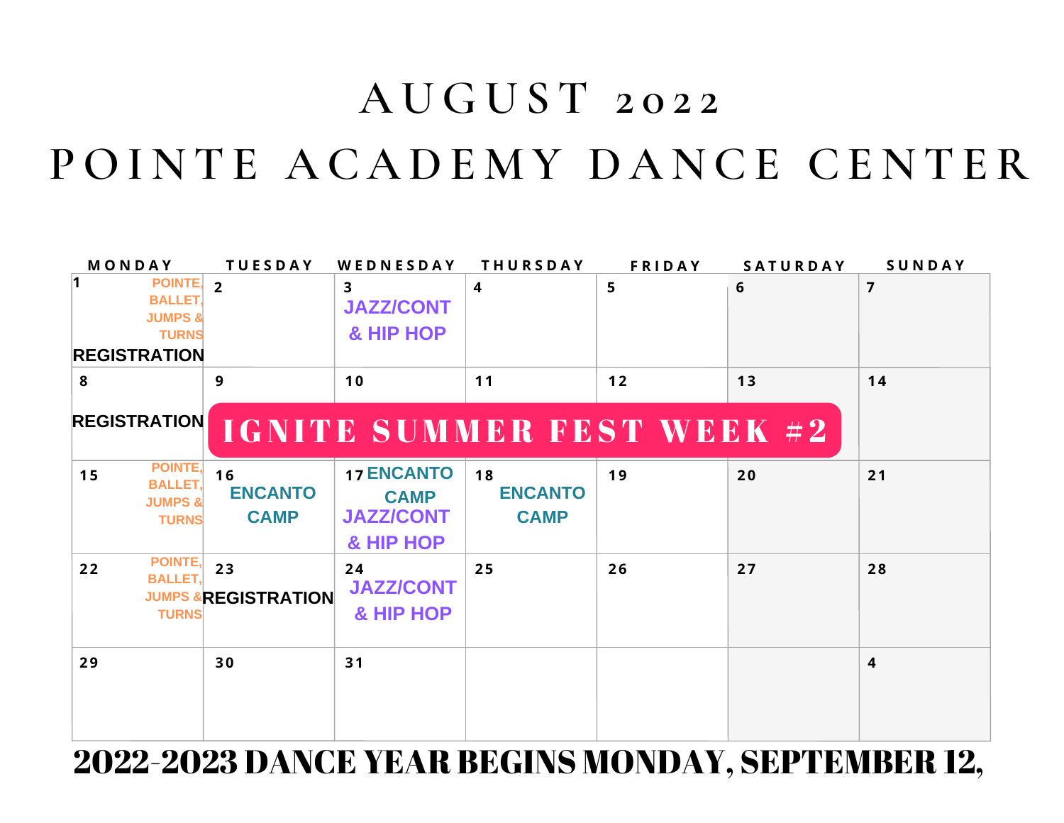# AUGUST 2022

# POINTE ACADEMY DANCE CENTER

| MONDAY | TUESDAY | WEDNESDAY | THURSDAY | FRIDAY | SATURDAY | SUNDAY |
|---|---|---|---|---|---|---|
| 1 POINTE, BALLET, JUMPS & TURNS REGISTRATION | 2 | 3 JAZZ/CONT & HIP HOP | 4 | 5 | 6 | 7 |
| 8 REGISTRATION | 9 IGNITE SUMMER FEST WEEK #2 | 10 | 11 | 12 | 13 | 14 |
| 15 POINTE, BALLET, JUMPS & TURNS | 16 ENCANTO CAMP | 17 ENCANTO CAMP JAZZ/CONT & HIP HOP | 18 ENCANTO CAMP | 19 | 20 | 21 |
| 22 POINTE, BALLET, JUMPS & TURNS | 23 REGISTRATION | 24 JAZZ/CONT & HIP HOP | 25 | 26 | 27 | 28 |
| 29 | 30 | 31 | | | | 4 |

**2022-2023 DANCE YEAR BEGINS MONDAY, SEPTEMBER 12,**